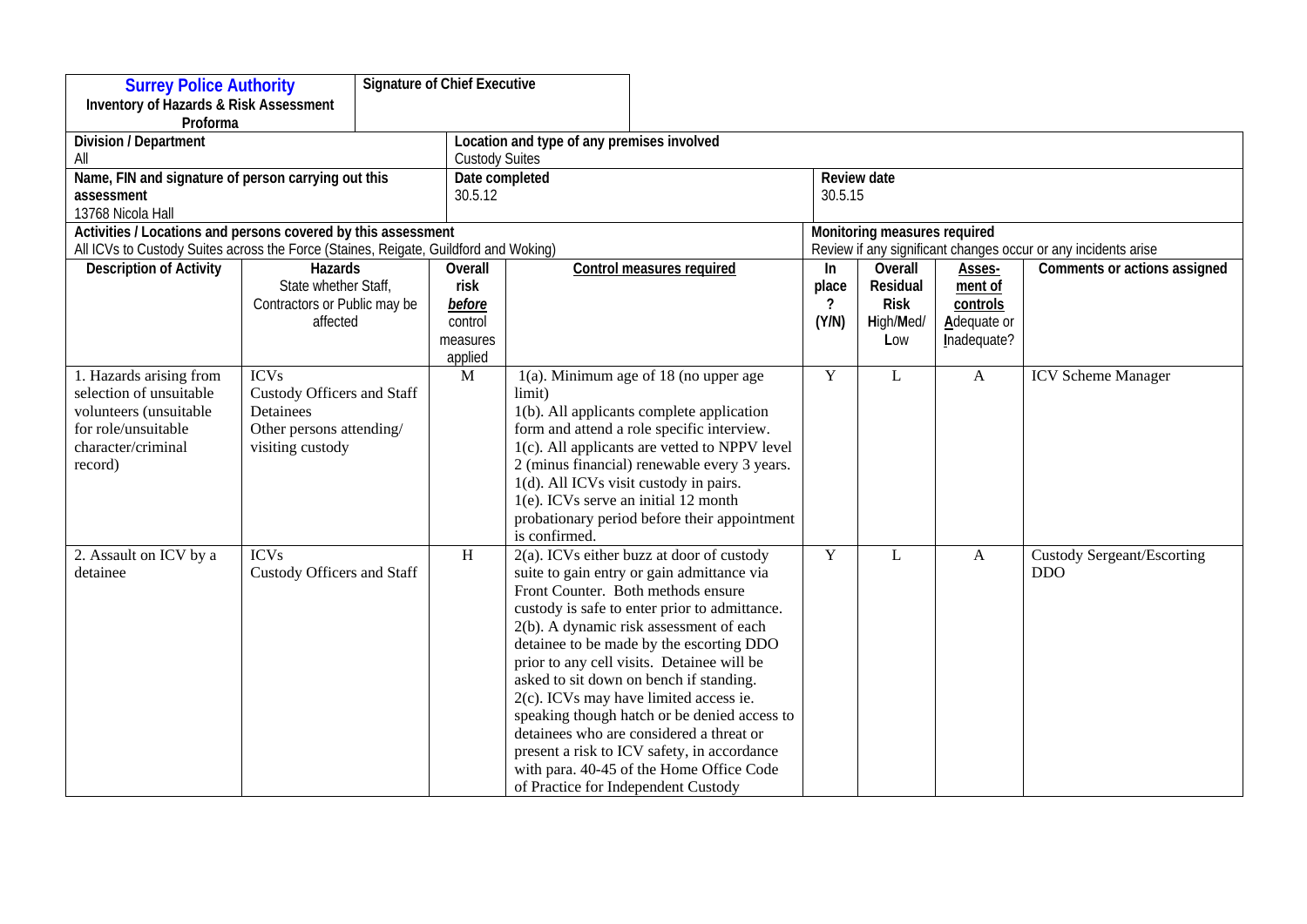| **Surrey Police Authority** Inventory of Hazards & Risk Assessment Proforma | | **Signature of Chief Executive** | | | | | |
|---|---|---|---|---|---|---|---|
| **Division / Department** All | | **Location and type of any premises involved** Custody Suites | | | | | |
| **Name, FIN and signature of person carrying out this assessment** 13768 Nicola Hall | | **Date completed** 30.5.12 | | **Review date** 30.5.15 | | | |
| **Activities / Locations and persons covered by this assessment** All ICVs to Custody Suites across the Force (Staines, Reigate, Guildford and Woking) | | | | **Monitoring measures required** Review if any significant changes occur or any incidents arise | | | |
| **Description of Activity** | **Hazards** State whether Staff, Contractors or Public may be affected | **Overall risk *before* control measures applied** | **Control measures required** | **In place ? (Y/N)** | **Overall Residual Risk High/Med/ Low** | **Assessment of controls Adequate or Inadequate?** | **Comments or actions assigned** |
| 1. Hazards arising from selection of unsuitable volunteers (unsuitable for role/unsuitable character/criminal record) | ICVs<br>Custody Officers and Staff<br>Detainees<br>Other persons attending/ visiting custody | M | 1(a). Minimum age of 18 (no upper age limit)<br>1(b). All applicants complete application form and attend a role specific interview.<br>1(c). All applicants are vetted to NPPV level 2 (minus financial) renewable every 3 years.<br>1(d). All ICVs visit custody in pairs.<br>1(e). ICVs serve an initial 12 month probationary period before their appointment is confirmed. | Y | L | A | ICV Scheme Manager |
| 2. Assault on ICV by a detainee | ICVs<br>Custody Officers and Staff | H | 2(a). ICVs either buzz at door of custody suite to gain entry or gain admittance via Front Counter. Both methods ensure custody is safe to enter prior to admittance.<br>2(b). A dynamic risk assessment of each detainee to be made by the escorting DDO prior to any cell visits. Detainee will be asked to sit down on bench if standing.<br>2(c). ICVs may have limited access ie. speaking though hatch or be denied access to detainees who are considered a threat or present a risk to ICV safety, in accordance with para. 40-45 of the Home Office Code of Practice for Independent Custody | Y | L | A | Custody Sergeant/Escorting DDO |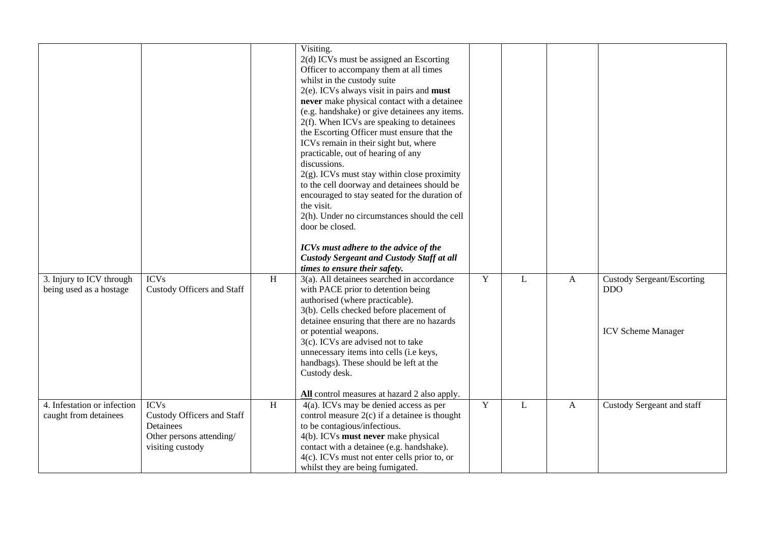| | | | | | | | |
|---|---|---|---|---|---|---|---|
| | | | Visiting.<br>2(d) ICVs must be assigned an Escorting Officer to accompany them at all times whilst in the custody suite<br>2(e). ICVs always visit in pairs and **must never** make physical contact with a detainee (e.g. handshake) or give detainees any items.<br>2(f). When ICVs are speaking to detainees the Escorting Officer must ensure that the ICVs remain in their sight but, where practicable, out of hearing of any discussions.<br>2(g). ICVs must stay within close proximity to the cell doorway and detainees should be encouraged to stay seated for the duration of the visit.<br>2(h). Under no circumstances should the cell door be closed.<br><br>***ICVs must adhere to the advice of the Custody Sergeant and Custody Staff at all times to ensure their safety.*** | | | | |
| 3. Injury to ICV through being used as a hostage | ICVs<br>Custody Officers and Staff | H | 3(a). All detainees searched in accordance with PACE prior to detention being authorised (where practicable).<br>3(b). Cells checked before placement of detainee ensuring that there are no hazards or potential weapons.<br>3(c). ICVs are advised not to take unnecessary items into cells (i.e keys, handbags). These should be left at the Custody desk.<br><br>**<u>All</u>** control measures at hazard 2 also apply. | Y | L | A | Custody Sergeant/Escorting DDO<br><br>ICV Scheme Manager |
| 4. Infestation or infection caught from detainees | ICVs<br>Custody Officers and Staff<br>Detainees<br>Other persons attending/ visiting custody | H | 4(a). ICVs may be denied access as per control measure 2(c) if a detainee is thought to be contagious/infectious.<br>4(b). ICVs **must never** make physical contact with a detainee (e.g. handshake).<br>4(c). ICVs must not enter cells prior to, or whilst they are being fumigated. | Y | L | A | Custody Sergeant and staff |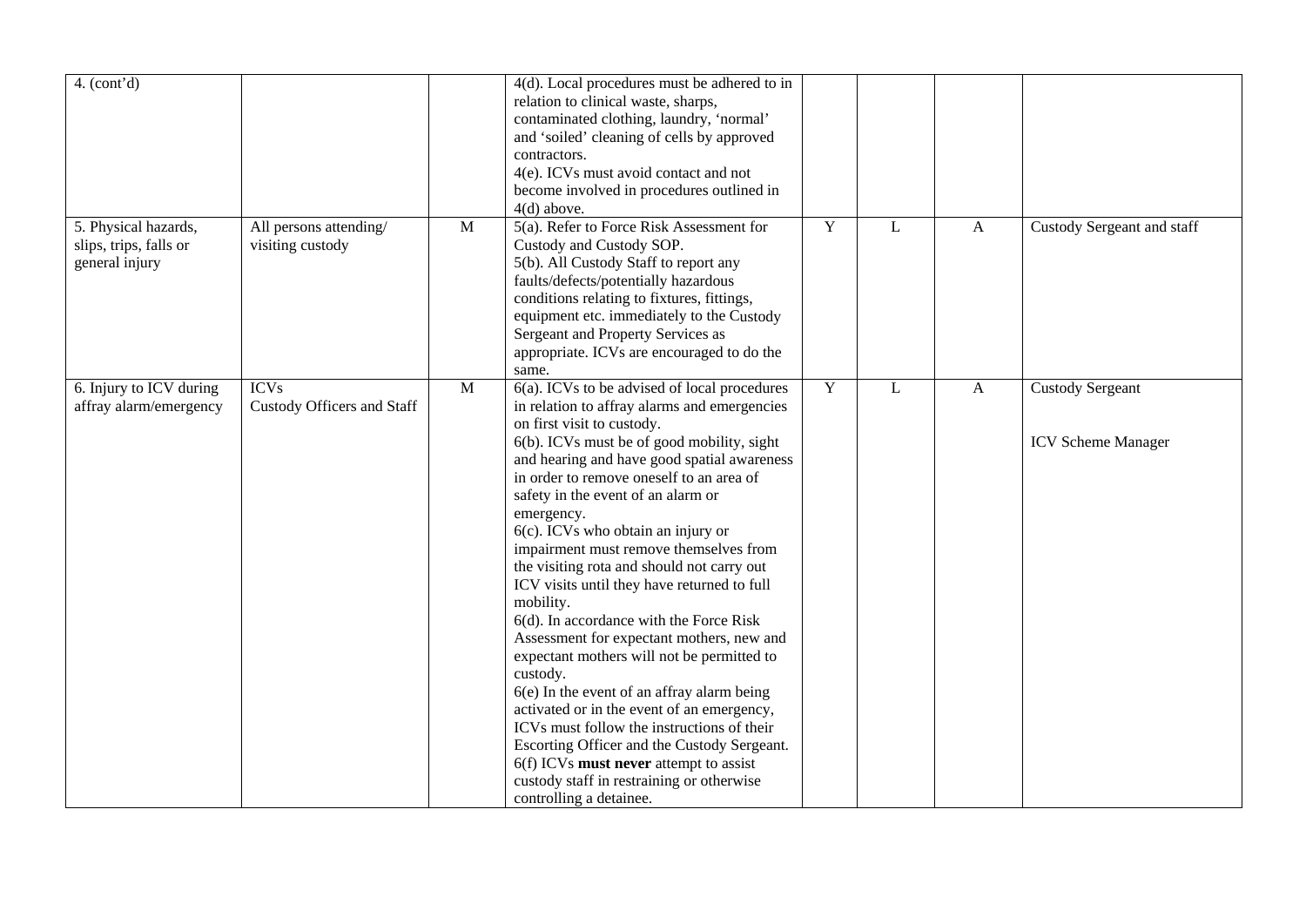| | | | | | | | |
|---|---|---|---|---|---|---|---|
| 4. (cont'd) | | | 4(d). Local procedures must be adhered to in relation to clinical waste, sharps, contaminated clothing, laundry, 'normal' and 'soiled' cleaning of cells by approved contractors.<br>4(e). ICVs must avoid contact and not become involved in procedures outlined in 4(d) above. | | | | |
| 5. Physical hazards, slips, trips, falls or general injury | All persons attending/ visiting custody | M | 5(a). Refer to Force Risk Assessment for Custody and Custody SOP.<br>5(b). All Custody Staff to report any faults/defects/potentially hazardous conditions relating to fixtures, fittings, equipment etc. immediately to the Custody Sergeant and Property Services as appropriate. ICVs are encouraged to do the same. | Y | L | A | Custody Sergeant and staff |
| 6. Injury to ICV during affray alarm/emergency | ICVs<br>Custody Officers and Staff | M | 6(a). ICVs to be advised of local procedures in relation to affray alarms and emergencies on first visit to custody.<br>6(b). ICVs must be of good mobility, sight and hearing and have good spatial awareness in order to remove oneself to an area of safety in the event of an alarm or emergency.<br>6(c). ICVs who obtain an injury or impairment must remove themselves from the visiting rota and should not carry out ICV visits until they have returned to full mobility.<br>6(d). In accordance with the Force Risk Assessment for expectant mothers, new and expectant mothers will not be permitted to custody.<br>6(e) In the event of an affray alarm being activated or in the event of an emergency, ICVs must follow the instructions of their Escorting Officer and the Custody Sergeant.<br>6(f) ICVs **must never** attempt to assist custody staff in restraining or otherwise controlling a detainee. | Y | L | A | Custody Sergeant<br><br>ICV Scheme Manager |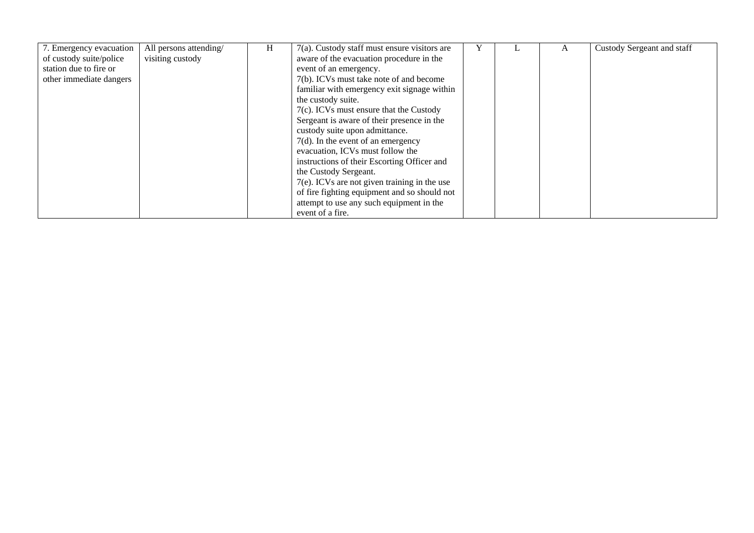| | | | | | | | |
|---|---|---|---|---|---|---|---|
| 7. Emergency evacuation of custody suite/police station due to fire or other immediate dangers | All persons attending/ visiting custody | H | 7(a). Custody staff must ensure visitors are aware of the evacuation procedure in the event of an emergency.<br>7(b). ICVs must take note of and become familiar with emergency exit signage within the custody suite.<br>7(c). ICVs must ensure that the Custody Sergeant is aware of their presence in the custody suite upon admittance.<br>7(d). In the event of an emergency evacuation, ICVs must follow the instructions of their Escorting Officer and the Custody Sergeant.<br>7(e). ICVs are not given training in the use of fire fighting equipment and so should not attempt to use any such equipment in the event of a fire. | Y | L | A | Custody Sergeant and staff |